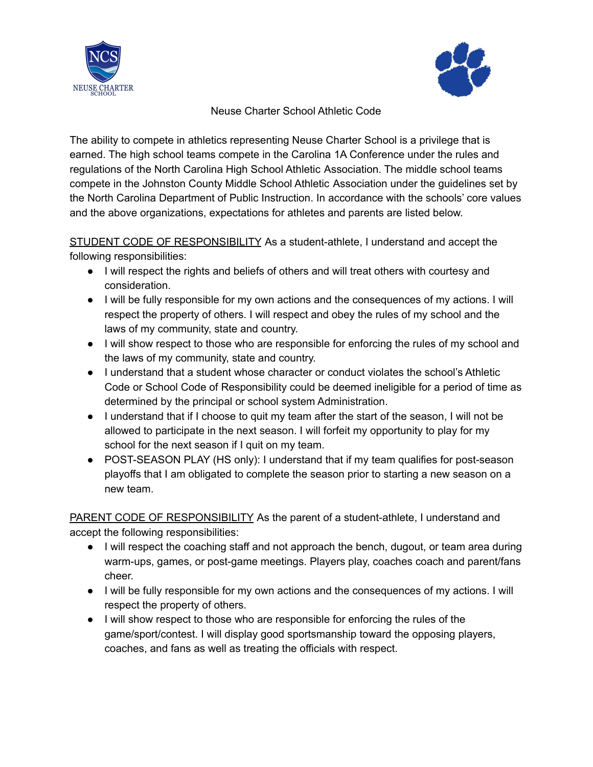# Neuse Charter School Athletic Code

The ability to compete in athletics representing Neuse Charter School is a privilege that is earned. The high school teams compete in the Carolina 1A Conference under the rules and regulations of the North Carolina High School Athletic Association. The middle school teams compete in the Johnston County Middle School Athletic Association under the guidelines set by the North Carolina Department of Public Instruction. In accordance with the schools' core values and the above organizations, expectations for athletes and parents are listed below.

STUDENT CODE OF RESPONSIBILITY As a student-athlete, I understand and accept the following responsibilities:

- I will respect the rights and beliefs of others and will treat others with courtesy and consideration.
- I will be fully responsible for my own actions and the consequences of my actions. I will respect the property of others. I will respect and obey the rules of my school and the laws of my community, state and country.
- I will show respect to those who are responsible for enforcing the rules of my school and the laws of my community, state and country.
- I understand that a student whose character or conduct violates the school's Athletic Code or School Code of Responsibility could be deemed ineligible for a period of time as determined by the principal or school system Administration.
- I understand that if I choose to quit my team after the start of the season, I will not be allowed to participate in the next season. I will forfeit my opportunity to play for my school for the next season if I quit on my team.
- POST-SEASON PLAY (HS only): I understand that if my team qualifies for post-season playoffs that I am obligated to complete the season prior to starting a new season on a new team.

PARENT CODE OF RESPONSIBILITY As the parent of a student-athlete, I understand and accept the following responsibilities:

- I will respect the coaching staff and not approach the bench, dugout, or team area during warm-ups, games, or post-game meetings. Players play, coaches coach and parent/fans cheer.
- I will be fully responsible for my own actions and the consequences of my actions. I will respect the property of others.
- I will show respect to those who are responsible for enforcing the rules of the game/sport/contest. I will display good sportsmanship toward the opposing players, coaches, and fans as well as treating the officials with respect.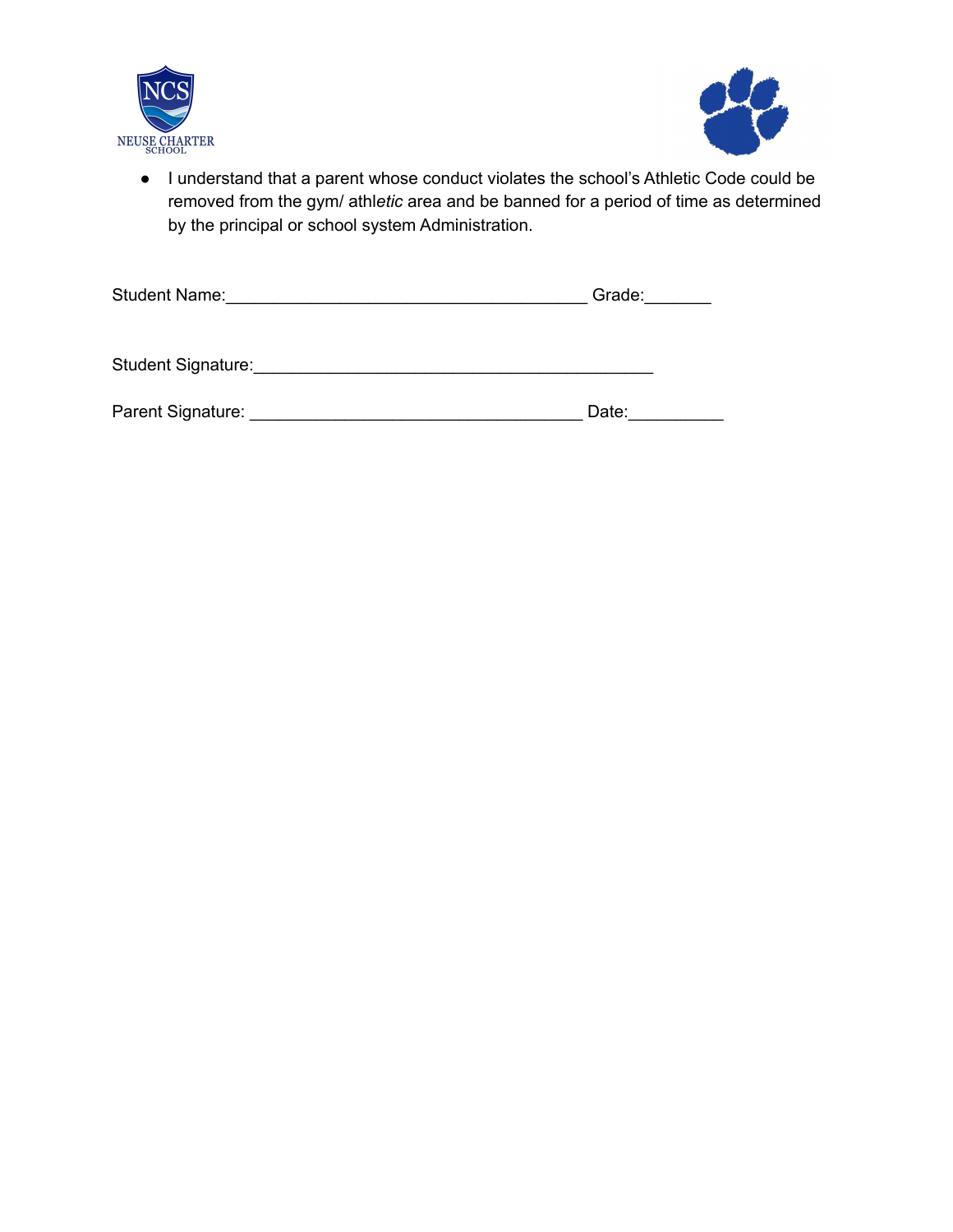- I understand that a parent whose conduct violates the school's Athletic Code could be removed from the gym/ athl*etic* area and be banned for a period of time as determined by the principal or school system Administration.

Student Name:_____________________________________ Grade:_______

Student Signature:_________________________________________

Parent Signature: __________________________________ Date:__________